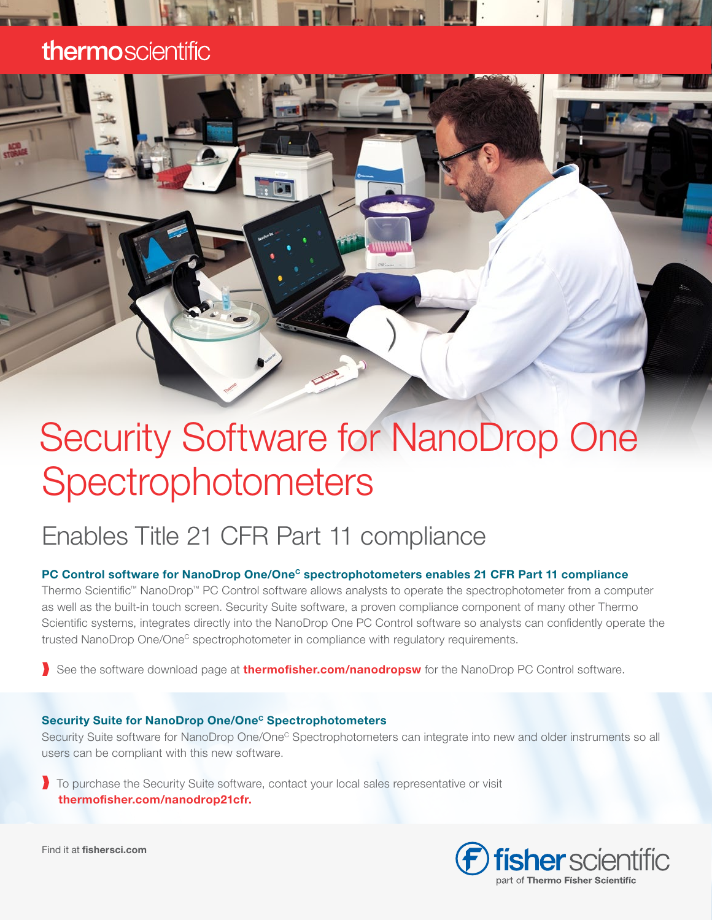thermoscientific

# Security Software for NanoDrop One Spectrophotometers

## Enables Title 21 CFR Part 11 compliance

### PC Control software for NanoDrop One/One[C] spectrophotometers enables 21 CFR Part 11 compliance

Thermo Scientific™ NanoDrop™ PC Control software allows analysts to operate the spectrophotometer from a computer as well as the built-in touch screen. Security Suite software, a proven compliance component of many other Thermo Scientific systems, integrates directly into the NanoDrop One PC Control software so analysts can confidently operate the trusted NanoDrop One/One[C] spectrophotometer in compliance with regulatory requirements.

- See the software download page at **thermofisher.com/nanodropsw** for the NanoDrop PC Control software.

### Security Suite for NanoDrop One/One[C] Spectrophotometers

Security Suite software for NanoDrop One/One[C] Spectrophotometers can integrate into new and older instruments so all users can be compliant with this new software.

- To purchase the Security Suite software, contact your local sales representative or visit **thermofisher.com/nanodrop21cfr.**

Find it at **fishersci.com**

fisher scientific
part of **Thermo Fisher Scientific**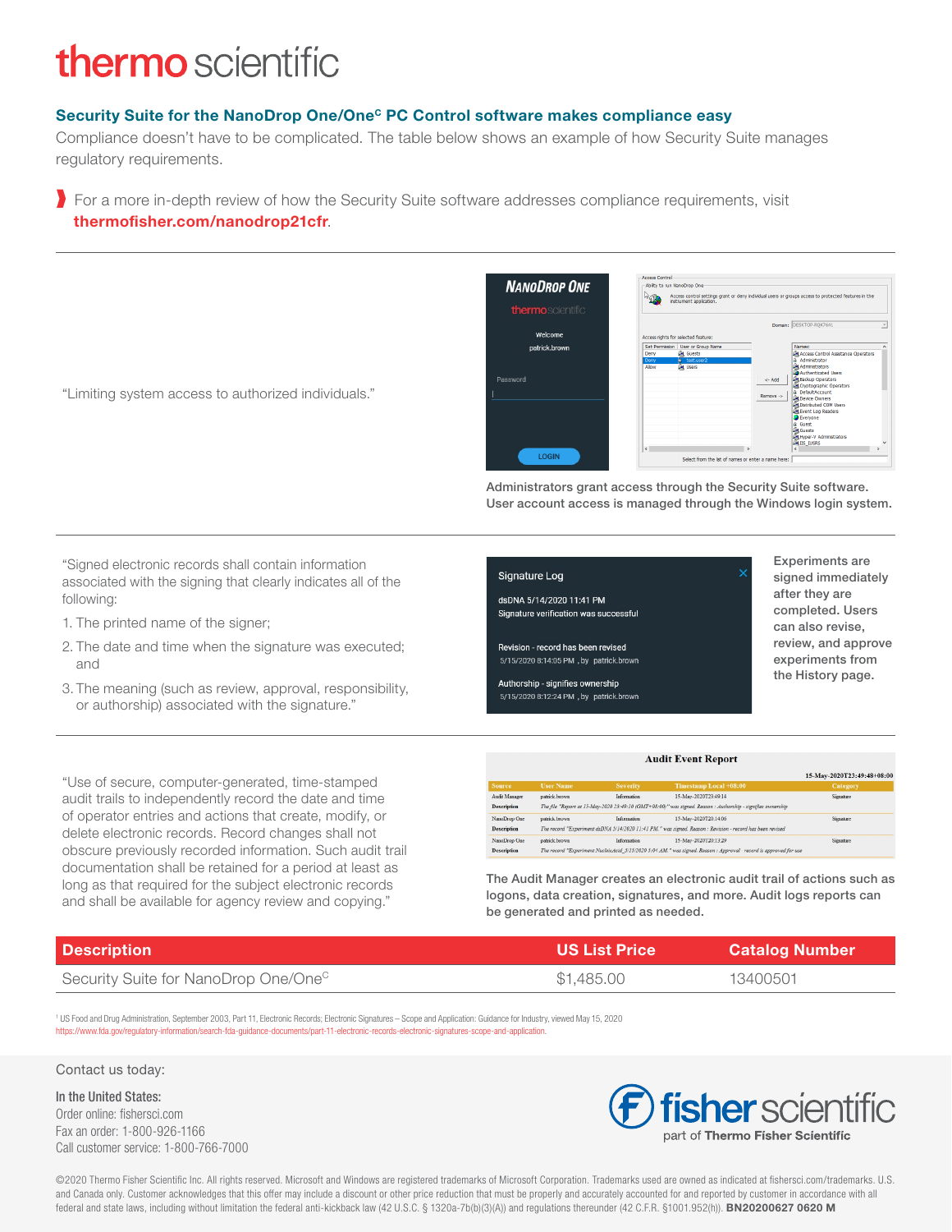# thermo scientific

## Security Suite for the NanoDrop One/One[C] PC Control software makes compliance easy

Compliance doesn't have to be complicated. The table below shows an example of how Security Suite manages regulatory requirements.

For a more in-depth review of how the Security Suite software addresses compliance requirements, visit **thermofisher.com/nanodrop21cfr**.

---

"Limiting system access to authorized individuals."

Administrators grant access through the Security Suite software. User account access is managed through the Windows login system.

---

"Signed electronic records shall contain information associated with the signing that clearly indicates all of the following:

1. The printed name of the signer;
2. The date and time when the signature was executed; and
3. The meaning (such as review, approval, responsibility, or authorship) associated with the signature."

**Experiments are signed immediately after they are completed. Users can also revise, review, and approve experiments from the History page.**

---

"Use of secure, computer-generated, time-stamped audit trails to independently record the date and time of operator entries and actions that create, modify, or delete electronic records. Record changes shall not obscure previously recorded information. Such audit trail documentation shall be retained for a period at least as long as that required for the subject electronic records and shall be available for agency review and copying."

**The Audit Manager creates an electronic audit trail of actions such as logons, data creation, signatures, and more. Audit logs reports can be generated and printed as needed.**

| Description | US List Price | Catalog Number |
|---|---|---|
| Security Suite for NanoDrop One/One[C] | $1,485.00 | 13400501 |

[1] US Food and Drug Administration, September 2003, Part 11, Electronic Records; Electronic Signatures – Scope and Application: Guidance for Industry, viewed May 15, 2020 https://www.fda.gov/regulatory-information/search-fda-guidance-documents/part-11-electronic-records-electronic-signatures-scope-and-application.

Contact us today:

**In the United States:**
Order online: fishersci.com
Fax an order: 1-800-926-1166
Call customer service: 1-800-766-7000

fisher scientific
part of **Thermo Fisher Scientific**

©2020 Thermo Fisher Scientific Inc. All rights reserved. Microsoft and Windows are registered trademarks of Microsoft Corporation. Trademarks used are owned as indicated at fishersci.com/trademarks. U.S. and Canada only. Customer acknowledges that this offer may include a discount or other price reduction that must be properly and accurately accounted for and reported by customer in accordance with all federal and state laws, including without limitation the federal anti-kickback law (42 U.S.C. § 1320a-7b(b)(3)(A)) and regulations thereunder (42 C.F.R. §1001.952(h)). **BN20200627 0620 M**